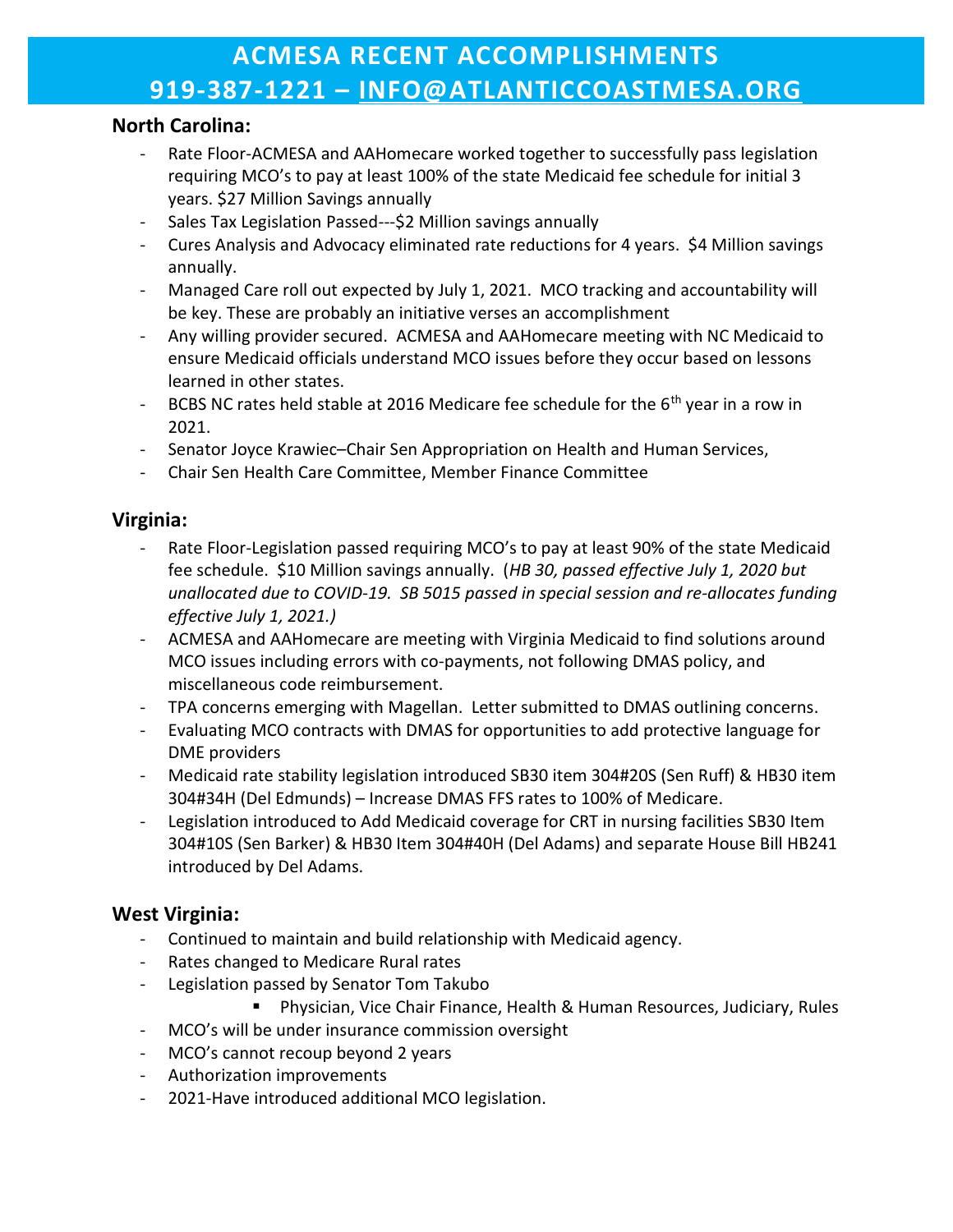# ACMESA RECENT ACCOMPLISHMENTS
# 919-387-1221 – INFO@ATLANTICCOASTMESA.ORG

## North Carolina:

- Rate Floor-ACMESA and AAHomecare worked together to successfully pass legislation requiring MCO's to pay at least 100% of the state Medicaid fee schedule for initial 3 years. $27 Million Savings annually
- Sales Tax Legislation Passed---$2 Million savings annually
- Cures Analysis and Advocacy eliminated rate reductions for 4 years. $4 Million savings annually.
- Managed Care roll out expected by July 1, 2021. MCO tracking and accountability will be key. These are probably an initiative verses an accomplishment
- Any willing provider secured. ACMESA and AAHomecare meeting with NC Medicaid to ensure Medicaid officials understand MCO issues before they occur based on lessons learned in other states.
- BCBS NC rates held stable at 2016 Medicare fee schedule for the 6th year in a row in 2021.
- Senator Joyce Krawiec–Chair Sen Appropriation on Health and Human Services,
- Chair Sen Health Care Committee, Member Finance Committee

## Virginia:

- Rate Floor-Legislation passed requiring MCO's to pay at least 90% of the state Medicaid fee schedule. $10 Million savings annually. (*HB 30, passed effective July 1, 2020 but unallocated due to COVID-19. SB 5015 passed in special session and re-allocates funding effective July 1, 2021.)*
- ACMESA and AAHomecare are meeting with Virginia Medicaid to find solutions around MCO issues including errors with co-payments, not following DMAS policy, and miscellaneous code reimbursement.
- TPA concerns emerging with Magellan. Letter submitted to DMAS outlining concerns.
- Evaluating MCO contracts with DMAS for opportunities to add protective language for DME providers
- Medicaid rate stability legislation introduced SB30 item 304#20S (Sen Ruff) & HB30 item 304#34H (Del Edmunds) – Increase DMAS FFS rates to 100% of Medicare.
- Legislation introduced to Add Medicaid coverage for CRT in nursing facilities SB30 Item 304#10S (Sen Barker) & HB30 Item 304#40H (Del Adams) and separate House Bill HB241 introduced by Del Adams.

## West Virginia:

- Continued to maintain and build relationship with Medicaid agency.
- Rates changed to Medicare Rural rates
- Legislation passed by Senator Tom Takubo
  - Physician, Vice Chair Finance, Health & Human Resources, Judiciary, Rules
- MCO's will be under insurance commission oversight
- MCO's cannot recoup beyond 2 years
- Authorization improvements
- 2021-Have introduced additional MCO legislation.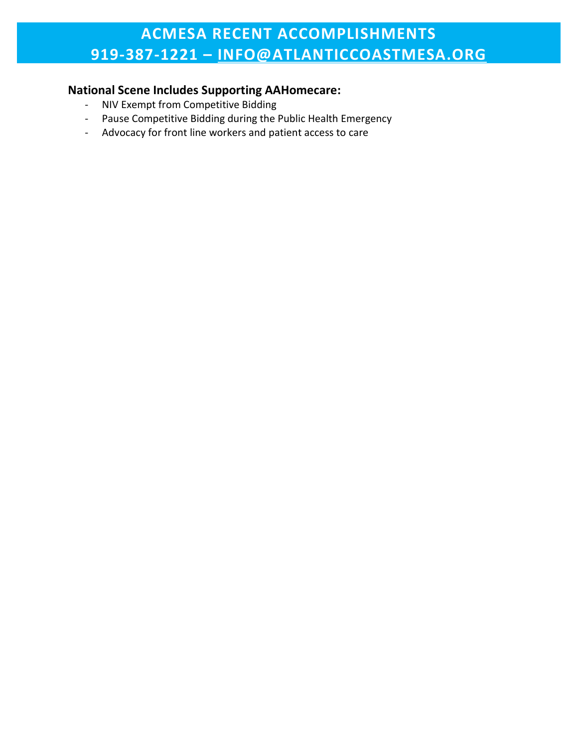# ACMESA RECENT ACCOMPLISHMENTS
# 919-387-1221 – INFO@ATLANTICCOASTMESA.ORG

**National Scene Includes Supporting AAHomecare:**

- NIV Exempt from Competitive Bidding
- Pause Competitive Bidding during the Public Health Emergency
- Advocacy for front line workers and patient access to care